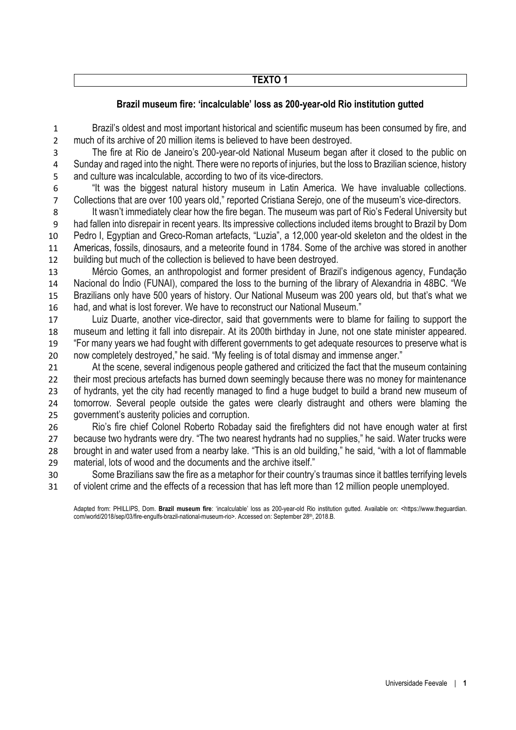**TEXTO 1**

## Brazil museum fire: 'incalculable' loss as 200-year-old Rio institution gutted

Brazil's oldest and most important historical and scientific museum has been consumed by fire, and much of its archive of 20 million items is believed to have been destroyed.

The fire at Rio de Janeiro's 200-year-old National Museum began after it closed to the public on Sunday and raged into the night. There were no reports of injuries, but the loss to Brazilian science, history and culture was incalculable, according to two of its vice-directors.

"It was the biggest natural history museum in Latin America. We have invaluable collections. Collections that are over 100 years old," reported Cristiana Serejo, one of the museum's vice-directors.

It wasn't immediately clear how the fire began. The museum was part of Rio's Federal University but had fallen into disrepair in recent years. Its impressive collections included items brought to Brazil by Dom Pedro I, Egyptian and Greco-Roman artefacts, "Luzia", a 12,000 year-old skeleton and the oldest in the Americas, fossils, dinosaurs, and a meteorite found in 1784. Some of the archive was stored in another building but much of the collection is believed to have been destroyed.

Mércio Gomes, an anthropologist and former president of Brazil's indigenous agency, Fundação Nacional do Índio (FUNAI), compared the loss to the burning of the library of Alexandria in 48BC. "We Brazilians only have 500 years of history. Our National Museum was 200 years old, but that's what we had, and what is lost forever. We have to reconstruct our National Museum."

Luiz Duarte, another vice-director, said that governments were to blame for failing to support the museum and letting it fall into disrepair. At its 200th birthday in June, not one state minister appeared. "For many years we had fought with different governments to get adequate resources to preserve what is now completely destroyed," he said. "My feeling is of total dismay and immense anger."

At the scene, several indigenous people gathered and criticized the fact that the museum containing their most precious artefacts has burned down seemingly because there was no money for maintenance of hydrants, yet the city had recently managed to find a huge budget to build a brand new museum of tomorrow. Several people outside the gates were clearly distraught and others were blaming the government's austerity policies and corruption.

Rio's fire chief Colonel Roberto Robaday said the firefighters did not have enough water at first because two hydrants were dry. "The two nearest hydrants had no supplies," he said. Water trucks were brought in and water used from a nearby lake. "This is an old building," he said, "with a lot of flammable material, lots of wood and the documents and the archive itself."

Some Brazilians saw the fire as a metaphor for their country's traumas since it battles terrifying levels of violent crime and the effects of a recession that has left more than 12 million people unemployed.

Adapted from: PHILLIPS, Dom. **Brazil museum fire**: 'incalculable' loss as 200-year-old Rio institution gutted. Available on: <https://www.theguardian.com/world/2018/sep/03/fire-engulfs-brazil-national-museum-rio>. Accessed on: September 28th, 2018.B.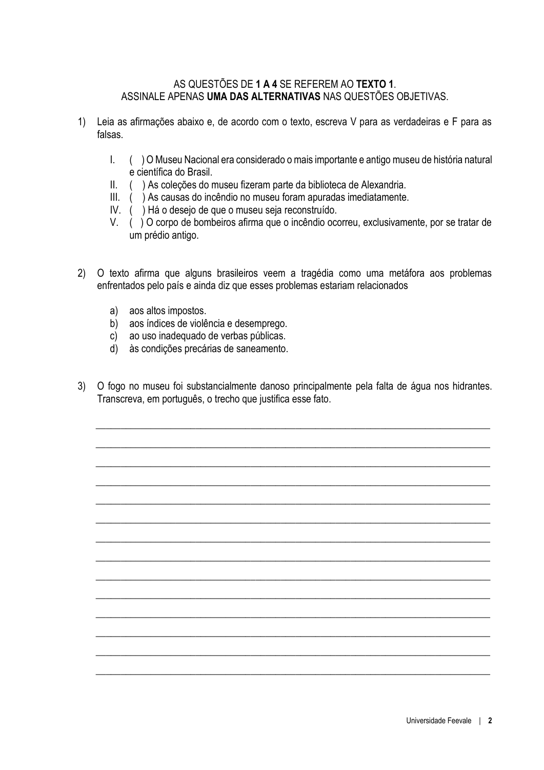AS QUESTÕES DE **1 A 4** SE REFEREM AO **TEXTO 1**.
ASSINALE APENAS **UMA DAS ALTERNATIVAS** NAS QUESTÕES OBJETIVAS.

1) Leia as afirmações abaixo e, de acordo com o texto, escreva V para as verdadeiras e F para as falsas.

   I. ( ) O Museu Nacional era considerado o mais importante e antigo museu de história natural e científica do Brasil.
   II. ( ) As coleções do museu fizeram parte da biblioteca de Alexandria.
   III. ( ) As causas do incêndio no museu foram apuradas imediatamente.
   IV. ( ) Há o desejo de que o museu seja reconstruído.
   V. ( ) O corpo de bombeiros afirma que o incêndio ocorreu, exclusivamente, por se tratar de um prédio antigo.

2) O texto afirma que alguns brasileiros veem a tragédia como uma metáfora aos problemas enfrentados pelo país e ainda diz que esses problemas estariam relacionados

   a) aos altos impostos.
   b) aos índices de violência e desemprego.
   c) ao uso inadequado de verbas públicas.
   d) às condições precárias de saneamento.

3) O fogo no museu foi substancialmente danoso principalmente pela falta de água nos hidrantes. Transcreva, em português, o trecho que justifica esse fato.

______________________________________________________________________________

______________________________________________________________________________

______________________________________________________________________________

______________________________________________________________________________

______________________________________________________________________________

______________________________________________________________________________

______________________________________________________________________________

______________________________________________________________________________

______________________________________________________________________________

______________________________________________________________________________

______________________________________________________________________________

______________________________________________________________________________

______________________________________________________________________________

______________________________________________________________________________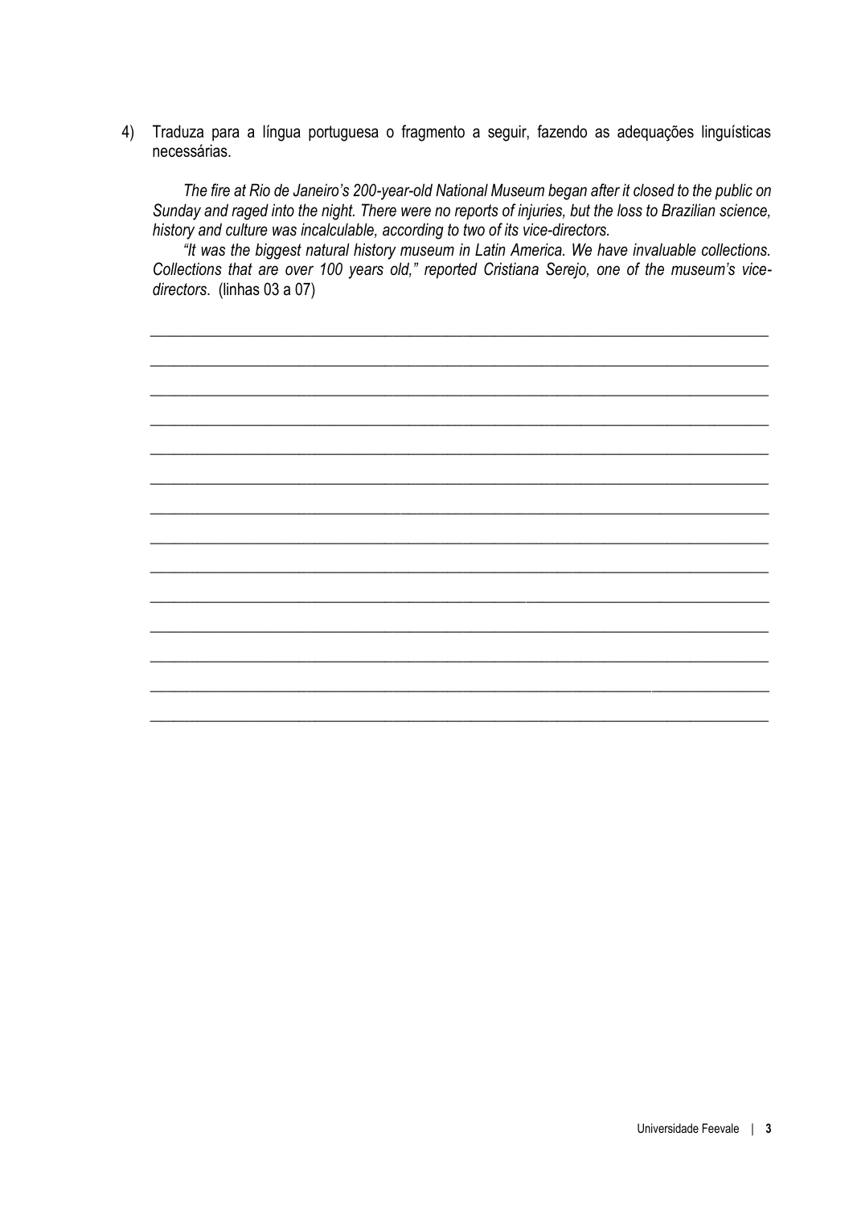4) Traduza para a língua portuguesa o fragmento a seguir, fazendo as adequações linguísticas necessárias.

*The fire at Rio de Janeiro's 200-year-old National Museum began after it closed to the public on Sunday and raged into the night. There were no reports of injuries, but the loss to Brazilian science, history and culture was incalculable, according to two of its vice-directors.*

*"It was the biggest natural history museum in Latin America. We have invaluable collections. Collections that are over 100 years old," reported Cristiana Serejo, one of the museum's vice-directors*. (linhas 03 a 07)

\_\_\_\_\_\_\_\_\_\_\_\_\_\_\_\_\_\_\_\_\_\_\_\_\_\_\_\_\_\_\_\_\_\_\_\_\_\_\_\_\_\_\_\_\_\_\_\_\_\_\_\_\_\_\_\_\_\_\_\_\_\_\_\_\_\_\_\_\_\_\_\_\_\_\_\_

\_\_\_\_\_\_\_\_\_\_\_\_\_\_\_\_\_\_\_\_\_\_\_\_\_\_\_\_\_\_\_\_\_\_\_\_\_\_\_\_\_\_\_\_\_\_\_\_\_\_\_\_\_\_\_\_\_\_\_\_\_\_\_\_\_\_\_\_\_\_\_\_\_\_\_\_

\_\_\_\_\_\_\_\_\_\_\_\_\_\_\_\_\_\_\_\_\_\_\_\_\_\_\_\_\_\_\_\_\_\_\_\_\_\_\_\_\_\_\_\_\_\_\_\_\_\_\_\_\_\_\_\_\_\_\_\_\_\_\_\_\_\_\_\_\_\_\_\_\_\_\_\_

\_\_\_\_\_\_\_\_\_\_\_\_\_\_\_\_\_\_\_\_\_\_\_\_\_\_\_\_\_\_\_\_\_\_\_\_\_\_\_\_\_\_\_\_\_\_\_\_\_\_\_\_\_\_\_\_\_\_\_\_\_\_\_\_\_\_\_\_\_\_\_\_\_\_\_\_

\_\_\_\_\_\_\_\_\_\_\_\_\_\_\_\_\_\_\_\_\_\_\_\_\_\_\_\_\_\_\_\_\_\_\_\_\_\_\_\_\_\_\_\_\_\_\_\_\_\_\_\_\_\_\_\_\_\_\_\_\_\_\_\_\_\_\_\_\_\_\_\_\_\_\_\_

\_\_\_\_\_\_\_\_\_\_\_\_\_\_\_\_\_\_\_\_\_\_\_\_\_\_\_\_\_\_\_\_\_\_\_\_\_\_\_\_\_\_\_\_\_\_\_\_\_\_\_\_\_\_\_\_\_\_\_\_\_\_\_\_\_\_\_\_\_\_\_\_\_\_\_\_

\_\_\_\_\_\_\_\_\_\_\_\_\_\_\_\_\_\_\_\_\_\_\_\_\_\_\_\_\_\_\_\_\_\_\_\_\_\_\_\_\_\_\_\_\_\_\_\_\_\_\_\_\_\_\_\_\_\_\_\_\_\_\_\_\_\_\_\_\_\_\_\_\_\_\_\_

\_\_\_\_\_\_\_\_\_\_\_\_\_\_\_\_\_\_\_\_\_\_\_\_\_\_\_\_\_\_\_\_\_\_\_\_\_\_\_\_\_\_\_\_\_\_\_\_\_\_\_\_\_\_\_\_\_\_\_\_\_\_\_\_\_\_\_\_\_\_\_\_\_\_\_\_

\_\_\_\_\_\_\_\_\_\_\_\_\_\_\_\_\_\_\_\_\_\_\_\_\_\_\_\_\_\_\_\_\_\_\_\_\_\_\_\_\_\_\_\_\_\_\_\_\_\_\_\_\_\_\_\_\_\_\_\_\_\_\_\_\_\_\_\_\_\_\_\_\_\_\_\_

\_\_\_\_\_\_\_\_\_\_\_\_\_\_\_\_\_\_\_\_\_\_\_\_\_\_\_\_\_\_\_\_\_\_\_\_\_\_\_\_\_\_\_\_\_\_\_\_\_\_\_\_\_\_\_\_\_\_\_\_\_\_\_\_\_\_\_\_\_\_\_\_\_\_\_\_

\_\_\_\_\_\_\_\_\_\_\_\_\_\_\_\_\_\_\_\_\_\_\_\_\_\_\_\_\_\_\_\_\_\_\_\_\_\_\_\_\_\_\_\_\_\_\_\_\_\_\_\_\_\_\_\_\_\_\_\_\_\_\_\_\_\_\_\_\_\_\_\_\_\_\_\_

\_\_\_\_\_\_\_\_\_\_\_\_\_\_\_\_\_\_\_\_\_\_\_\_\_\_\_\_\_\_\_\_\_\_\_\_\_\_\_\_\_\_\_\_\_\_\_\_\_\_\_\_\_\_\_\_\_\_\_\_\_\_\_\_\_\_\_\_\_\_\_\_\_\_\_\_

\_\_\_\_\_\_\_\_\_\_\_\_\_\_\_\_\_\_\_\_\_\_\_\_\_\_\_\_\_\_\_\_\_\_\_\_\_\_\_\_\_\_\_\_\_\_\_\_\_\_\_\_\_\_\_\_\_\_\_\_\_\_\_\_\_\_\_\_\_\_\_\_\_\_\_\_

\_\_\_\_\_\_\_\_\_\_\_\_\_\_\_\_\_\_\_\_\_\_\_\_\_\_\_\_\_\_\_\_\_\_\_\_\_\_\_\_\_\_\_\_\_\_\_\_\_\_\_\_\_\_\_\_\_\_\_\_\_\_\_\_\_\_\_\_\_\_\_\_\_\_\_\_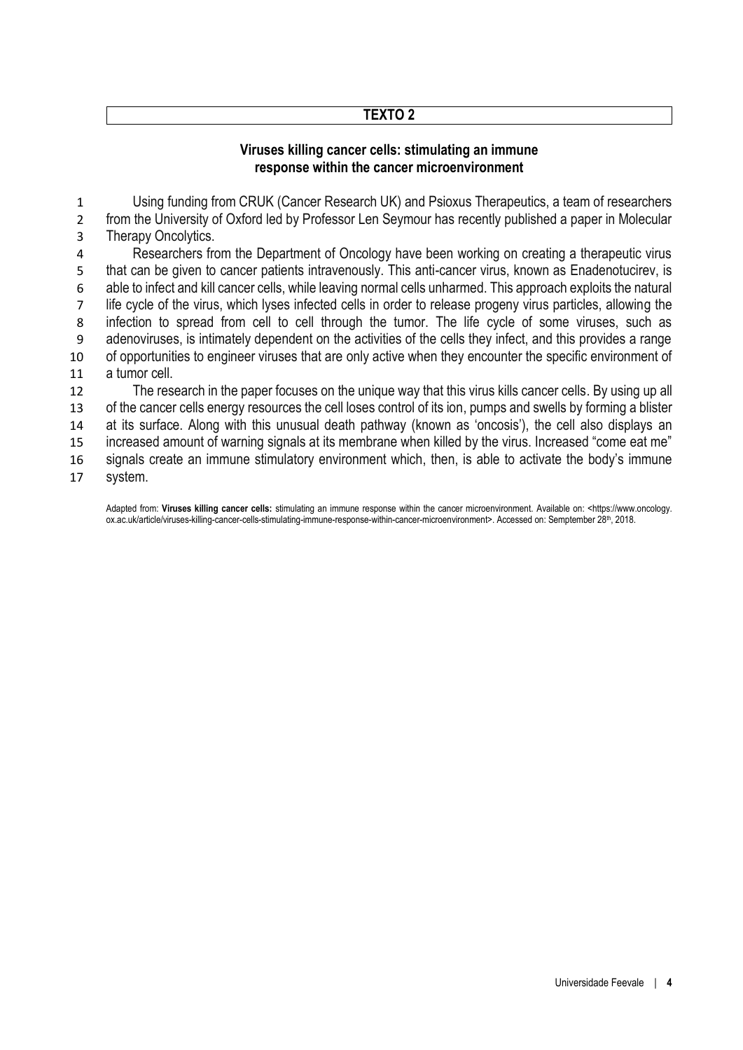**TEXTO 2**

### Viruses killing cancer cells: stimulating an immune response within the cancer microenvironment

1 Using funding from CRUK (Cancer Research UK) and Psioxus Therapeutics, a team of researchers
2 from the University of Oxford led by Professor Len Seymour has recently published a paper in Molecular
3 Therapy Oncolytics.
4 Researchers from the Department of Oncology have been working on creating a therapeutic virus
5 that can be given to cancer patients intravenously. This anti-cancer virus, known as Enadenotucirev, is
6 able to infect and kill cancer cells, while leaving normal cells unharmed. This approach exploits the natural
7 life cycle of the virus, which lyses infected cells in order to release progeny virus particles, allowing the
8 infection to spread from cell to cell through the tumor. The life cycle of some viruses, such as
9 adenoviruses, is intimately dependent on the activities of the cells they infect, and this provides a range
10 of opportunities to engineer viruses that are only active when they encounter the specific environment of
11 a tumor cell.
12 The research in the paper focuses on the unique way that this virus kills cancer cells. By using up all
13 of the cancer cells energy resources the cell loses control of its ion, pumps and swells by forming a blister
14 at its surface. Along with this unusual death pathway (known as 'oncosis'), the cell also displays an
15 increased amount of warning signals at its membrane when killed by the virus. Increased "come eat me"
16 signals create an immune stimulatory environment which, then, is able to activate the body's immune
17 system.

Adapted from: **Viruses killing cancer cells:** stimulating an immune response within the cancer microenvironment. Available on: <https://www.oncology.ox.ac.uk/article/viruses-killing-cancer-cells-stimulating-immune-response-within-cancer-microenvironment>. Accessed on: Semptember 28th, 2018.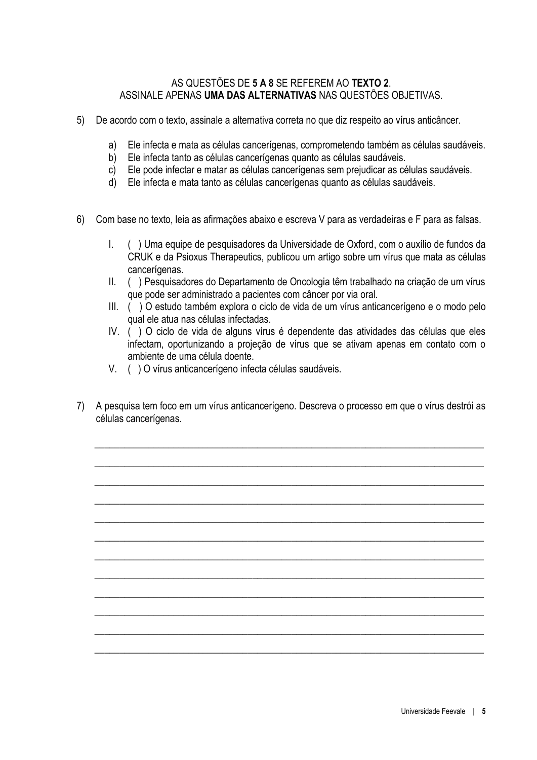AS QUESTÕES DE **5 A 8** SE REFEREM AO **TEXTO 2**.
ASSINALE APENAS **UMA DAS ALTERNATIVAS** NAS QUESTÕES OBJETIVAS.

5) De acordo com o texto, assinale a alternativa correta no que diz respeito ao vírus anticâncer.

   a) Ele infecta e mata as células cancerígenas, comprometendo também as células saudáveis.
   b) Ele infecta tanto as células cancerígenas quanto as células saudáveis.
   c) Ele pode infectar e matar as células cancerígenas sem prejudicar as células saudáveis.
   d) Ele infecta e mata tanto as células cancerígenas quanto as células saudáveis.

6) Com base no texto, leia as afirmações abaixo e escreva V para as verdadeiras e F para as falsas.

   I. ( ) Uma equipe de pesquisadores da Universidade de Oxford, com o auxílio de fundos da CRUK e da Psioxus Therapeutics, publicou um artigo sobre um vírus que mata as células cancerígenas.
   II. ( ) Pesquisadores do Departamento de Oncologia têm trabalhado na criação de um vírus que pode ser administrado a pacientes com câncer por via oral.
   III. ( ) O estudo também explora o ciclo de vida de um vírus anticancerígeno e o modo pelo qual ele atua nas células infectadas.
   IV. ( ) O ciclo de vida de alguns vírus é dependente das atividades das células que eles infectam, oportunizando a projeção de vírus que se ativam apenas em contato com o ambiente de uma célula doente.
   V. ( ) O vírus anticancerígeno infecta células saudáveis.

7) A pesquisa tem foco em um vírus anticancerígeno. Descreva o processo em que o vírus destrói as células cancerígenas.

______________________________________________________________________________

______________________________________________________________________________

______________________________________________________________________________

______________________________________________________________________________

______________________________________________________________________________

______________________________________________________________________________

______________________________________________________________________________

______________________________________________________________________________

______________________________________________________________________________

______________________________________________________________________________

______________________________________________________________________________

______________________________________________________________________________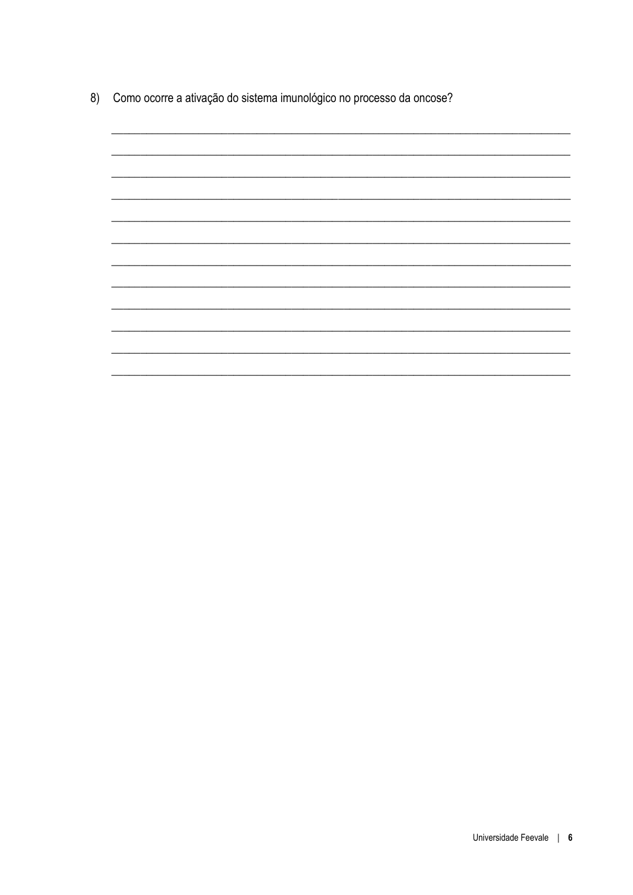8) Como ocorre a ativação do sistema imunológico no processo da oncose?

\_\_\_\_\_\_\_\_\_\_\_\_\_\_\_\_\_\_\_\_\_\_\_\_\_\_\_\_\_\_\_\_\_\_\_\_\_\_\_\_\_\_\_\_\_\_\_\_\_\_\_\_\_\_\_\_\_\_\_\_\_\_\_\_\_\_\_\_\_\_\_\_\_\_

\_\_\_\_\_\_\_\_\_\_\_\_\_\_\_\_\_\_\_\_\_\_\_\_\_\_\_\_\_\_\_\_\_\_\_\_\_\_\_\_\_\_\_\_\_\_\_\_\_\_\_\_\_\_\_\_\_\_\_\_\_\_\_\_\_\_\_\_\_\_\_\_\_\_

\_\_\_\_\_\_\_\_\_\_\_\_\_\_\_\_\_\_\_\_\_\_\_\_\_\_\_\_\_\_\_\_\_\_\_\_\_\_\_\_\_\_\_\_\_\_\_\_\_\_\_\_\_\_\_\_\_\_\_\_\_\_\_\_\_\_\_\_\_\_\_\_\_\_

\_\_\_\_\_\_\_\_\_\_\_\_\_\_\_\_\_\_\_\_\_\_\_\_\_\_\_\_\_\_\_\_\_\_\_\_\_\_\_\_\_\_\_\_\_\_\_\_\_\_\_\_\_\_\_\_\_\_\_\_\_\_\_\_\_\_\_\_\_\_\_\_\_\_

\_\_\_\_\_\_\_\_\_\_\_\_\_\_\_\_\_\_\_\_\_\_\_\_\_\_\_\_\_\_\_\_\_\_\_\_\_\_\_\_\_\_\_\_\_\_\_\_\_\_\_\_\_\_\_\_\_\_\_\_\_\_\_\_\_\_\_\_\_\_\_\_\_\_

\_\_\_\_\_\_\_\_\_\_\_\_\_\_\_\_\_\_\_\_\_\_\_\_\_\_\_\_\_\_\_\_\_\_\_\_\_\_\_\_\_\_\_\_\_\_\_\_\_\_\_\_\_\_\_\_\_\_\_\_\_\_\_\_\_\_\_\_\_\_\_\_\_\_

\_\_\_\_\_\_\_\_\_\_\_\_\_\_\_\_\_\_\_\_\_\_\_\_\_\_\_\_\_\_\_\_\_\_\_\_\_\_\_\_\_\_\_\_\_\_\_\_\_\_\_\_\_\_\_\_\_\_\_\_\_\_\_\_\_\_\_\_\_\_\_\_\_\_

\_\_\_\_\_\_\_\_\_\_\_\_\_\_\_\_\_\_\_\_\_\_\_\_\_\_\_\_\_\_\_\_\_\_\_\_\_\_\_\_\_\_\_\_\_\_\_\_\_\_\_\_\_\_\_\_\_\_\_\_\_\_\_\_\_\_\_\_\_\_\_\_\_\_

\_\_\_\_\_\_\_\_\_\_\_\_\_\_\_\_\_\_\_\_\_\_\_\_\_\_\_\_\_\_\_\_\_\_\_\_\_\_\_\_\_\_\_\_\_\_\_\_\_\_\_\_\_\_\_\_\_\_\_\_\_\_\_\_\_\_\_\_\_\_\_\_\_\_

\_\_\_\_\_\_\_\_\_\_\_\_\_\_\_\_\_\_\_\_\_\_\_\_\_\_\_\_\_\_\_\_\_\_\_\_\_\_\_\_\_\_\_\_\_\_\_\_\_\_\_\_\_\_\_\_\_\_\_\_\_\_\_\_\_\_\_\_\_\_\_\_\_\_

\_\_\_\_\_\_\_\_\_\_\_\_\_\_\_\_\_\_\_\_\_\_\_\_\_\_\_\_\_\_\_\_\_\_\_\_\_\_\_\_\_\_\_\_\_\_\_\_\_\_\_\_\_\_\_\_\_\_\_\_\_\_\_\_\_\_\_\_\_\_\_\_\_\_

\_\_\_\_\_\_\_\_\_\_\_\_\_\_\_\_\_\_\_\_\_\_\_\_\_\_\_\_\_\_\_\_\_\_\_\_\_\_\_\_\_\_\_\_\_\_\_\_\_\_\_\_\_\_\_\_\_\_\_\_\_\_\_\_\_\_\_\_\_\_\_\_\_\_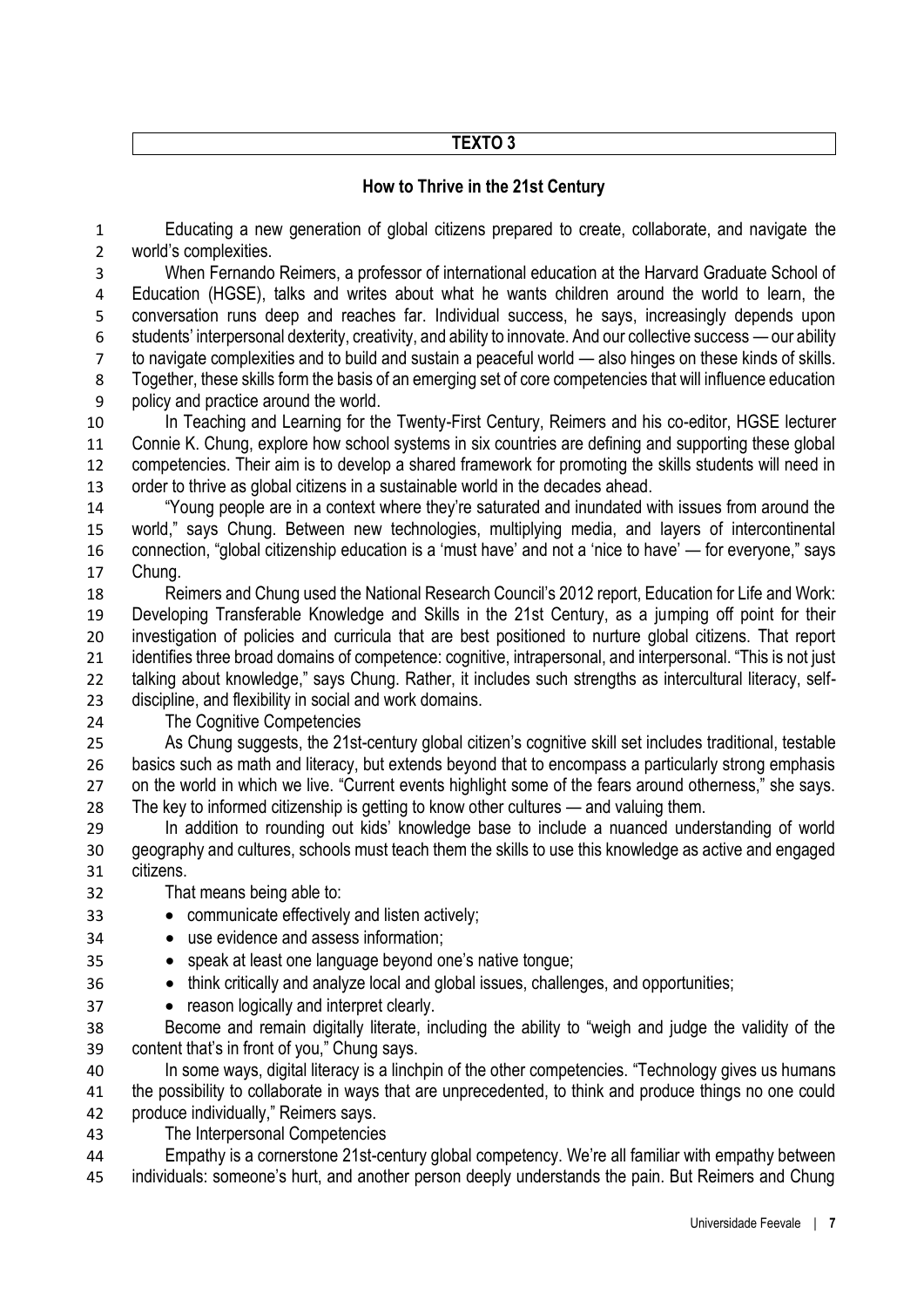**TEXTO 3**

## How to Thrive in the 21st Century

Educating a new generation of global citizens prepared to create, collaborate, and navigate the world's complexities.

When Fernando Reimers, a professor of international education at the Harvard Graduate School of Education (HGSE), talks and writes about what he wants children around the world to learn, the conversation runs deep and reaches far. Individual success, he says, increasingly depends upon students' interpersonal dexterity, creativity, and ability to innovate. And our collective success — our ability to navigate complexities and to build and sustain a peaceful world — also hinges on these kinds of skills. Together, these skills form the basis of an emerging set of core competencies that will influence education policy and practice around the world.

In Teaching and Learning for the Twenty-First Century, Reimers and his co-editor, HGSE lecturer Connie K. Chung, explore how school systems in six countries are defining and supporting these global competencies. Their aim is to develop a shared framework for promoting the skills students will need in order to thrive as global citizens in a sustainable world in the decades ahead.

"Young people are in a context where they're saturated and inundated with issues from around the world," says Chung. Between new technologies, multiplying media, and layers of intercontinental connection, "global citizenship education is a 'must have' and not a 'nice to have' — for everyone," says Chung.

Reimers and Chung used the National Research Council's 2012 report, Education for Life and Work: Developing Transferable Knowledge and Skills in the 21st Century, as a jumping off point for their investigation of policies and curricula that are best positioned to nurture global citizens. That report identifies three broad domains of competence: cognitive, intrapersonal, and interpersonal. "This is not just talking about knowledge," says Chung. Rather, it includes such strengths as intercultural literacy, self-discipline, and flexibility in social and work domains.

The Cognitive Competencies

As Chung suggests, the 21st-century global citizen's cognitive skill set includes traditional, testable basics such as math and literacy, but extends beyond that to encompass a particularly strong emphasis on the world in which we live. "Current events highlight some of the fears around otherness," she says. The key to informed citizenship is getting to know other cultures — and valuing them.

In addition to rounding out kids' knowledge base to include a nuanced understanding of world geography and cultures, schools must teach them the skills to use this knowledge as active and engaged citizens.

That means being able to:

- communicate effectively and listen actively;
- use evidence and assess information;
- speak at least one language beyond one's native tongue;
- think critically and analyze local and global issues, challenges, and opportunities;
- reason logically and interpret clearly.

Become and remain digitally literate, including the ability to "weigh and judge the validity of the content that's in front of you," Chung says.

In some ways, digital literacy is a linchpin of the other competencies. "Technology gives us humans the possibility to collaborate in ways that are unprecedented, to think and produce things no one could produce individually," Reimers says.

The Interpersonal Competencies

Empathy is a cornerstone 21st-century global competency. We're all familiar with empathy between individuals: someone's hurt, and another person deeply understands the pain. But Reimers and Chung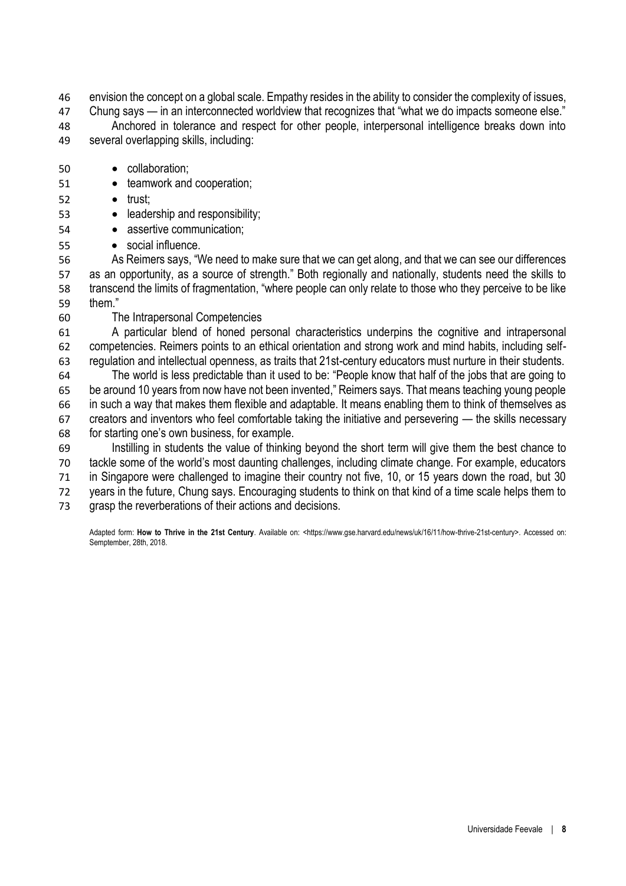envision the concept on a global scale. Empathy resides in the ability to consider the complexity of issues, Chung says — in an interconnected worldview that recognizes that "what we do impacts someone else."

Anchored in tolerance and respect for other people, interpersonal intelligence breaks down into several overlapping skills, including:

- collaboration;
- teamwork and cooperation;
- trust;
- leadership and responsibility;
- assertive communication;
- social influence.

As Reimers says, "We need to make sure that we can get along, and that we can see our differences as an opportunity, as a source of strength." Both regionally and nationally, students need the skills to transcend the limits of fragmentation, "where people can only relate to those who they perceive to be like them."

The Intrapersonal Competencies

A particular blend of honed personal characteristics underpins the cognitive and intrapersonal competencies. Reimers points to an ethical orientation and strong work and mind habits, including self-regulation and intellectual openness, as traits that 21st-century educators must nurture in their students.

The world is less predictable than it used to be: "People know that half of the jobs that are going to be around 10 years from now have not been invented," Reimers says. That means teaching young people in such a way that makes them flexible and adaptable. It means enabling them to think of themselves as creators and inventors who feel comfortable taking the initiative and persevering — the skills necessary for starting one's own business, for example.

Instilling in students the value of thinking beyond the short term will give them the best chance to tackle some of the world's most daunting challenges, including climate change. For example, educators in Singapore were challenged to imagine their country not five, 10, or 15 years down the road, but 30 years in the future, Chung says. Encouraging students to think on that kind of a time scale helps them to grasp the reverberations of their actions and decisions.

Adapted form: **How to Thrive in the 21st Century**. Available on: <https://www.gse.harvard.edu/news/uk/16/11/how-thrive-21st-century>. Accessed on: Semptember, 28th, 2018.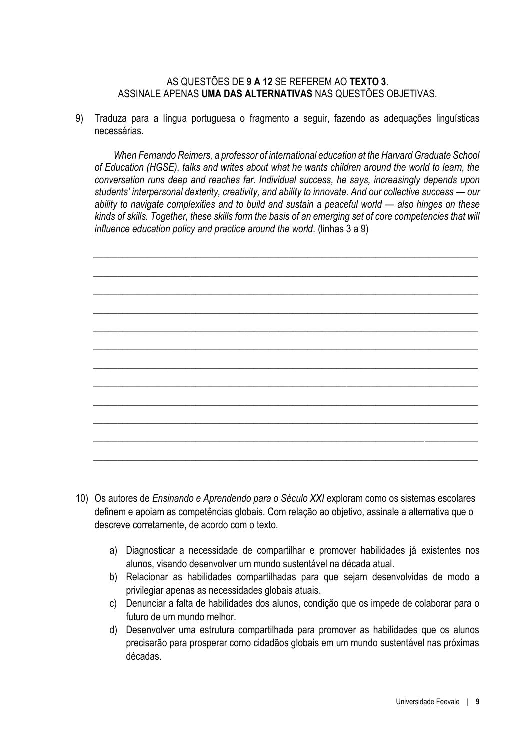AS QUESTÕES DE **9 A 12** SE REFEREM AO **TEXTO 3**.
ASSINALE APENAS **UMA DAS ALTERNATIVAS** NAS QUESTÕES OBJETIVAS.

9) Traduza para a língua portuguesa o fragmento a seguir, fazendo as adequações linguísticas necessárias.

*When Fernando Reimers, a professor of international education at the Harvard Graduate School of Education (HGSE), talks and writes about what he wants children around the world to learn, the conversation runs deep and reaches far. Individual success, he says, increasingly depends upon students' interpersonal dexterity, creativity, and ability to innovate. And our collective success — our ability to navigate complexities and to build and sustain a peaceful world — also hinges on these kinds of skills. Together, these skills form the basis of an emerging set of core competencies that will influence education policy and practice around the world.* (linhas 3 a 9)

\_\_\_\_\_\_\_\_\_\_\_\_\_\_\_\_\_\_\_\_\_\_\_\_\_\_\_\_\_\_\_\_\_\_\_\_\_\_\_\_\_\_\_\_\_\_\_\_\_\_\_\_\_\_\_\_\_\_\_\_\_\_\_\_\_\_\_\_\_\_\_\_

\_\_\_\_\_\_\_\_\_\_\_\_\_\_\_\_\_\_\_\_\_\_\_\_\_\_\_\_\_\_\_\_\_\_\_\_\_\_\_\_\_\_\_\_\_\_\_\_\_\_\_\_\_\_\_\_\_\_\_\_\_\_\_\_\_\_\_\_\_\_\_\_

\_\_\_\_\_\_\_\_\_\_\_\_\_\_\_\_\_\_\_\_\_\_\_\_\_\_\_\_\_\_\_\_\_\_\_\_\_\_\_\_\_\_\_\_\_\_\_\_\_\_\_\_\_\_\_\_\_\_\_\_\_\_\_\_\_\_\_\_\_\_\_\_

\_\_\_\_\_\_\_\_\_\_\_\_\_\_\_\_\_\_\_\_\_\_\_\_\_\_\_\_\_\_\_\_\_\_\_\_\_\_\_\_\_\_\_\_\_\_\_\_\_\_\_\_\_\_\_\_\_\_\_\_\_\_\_\_\_\_\_\_\_\_\_\_

\_\_\_\_\_\_\_\_\_\_\_\_\_\_\_\_\_\_\_\_\_\_\_\_\_\_\_\_\_\_\_\_\_\_\_\_\_\_\_\_\_\_\_\_\_\_\_\_\_\_\_\_\_\_\_\_\_\_\_\_\_\_\_\_\_\_\_\_\_\_\_\_

\_\_\_\_\_\_\_\_\_\_\_\_\_\_\_\_\_\_\_\_\_\_\_\_\_\_\_\_\_\_\_\_\_\_\_\_\_\_\_\_\_\_\_\_\_\_\_\_\_\_\_\_\_\_\_\_\_\_\_\_\_\_\_\_\_\_\_\_\_\_\_\_

\_\_\_\_\_\_\_\_\_\_\_\_\_\_\_\_\_\_\_\_\_\_\_\_\_\_\_\_\_\_\_\_\_\_\_\_\_\_\_\_\_\_\_\_\_\_\_\_\_\_\_\_\_\_\_\_\_\_\_\_\_\_\_\_\_\_\_\_\_\_\_\_

\_\_\_\_\_\_\_\_\_\_\_\_\_\_\_\_\_\_\_\_\_\_\_\_\_\_\_\_\_\_\_\_\_\_\_\_\_\_\_\_\_\_\_\_\_\_\_\_\_\_\_\_\_\_\_\_\_\_\_\_\_\_\_\_\_\_\_\_\_\_\_\_

\_\_\_\_\_\_\_\_\_\_\_\_\_\_\_\_\_\_\_\_\_\_\_\_\_\_\_\_\_\_\_\_\_\_\_\_\_\_\_\_\_\_\_\_\_\_\_\_\_\_\_\_\_\_\_\_\_\_\_\_\_\_\_\_\_\_\_\_\_\_\_\_

\_\_\_\_\_\_\_\_\_\_\_\_\_\_\_\_\_\_\_\_\_\_\_\_\_\_\_\_\_\_\_\_\_\_\_\_\_\_\_\_\_\_\_\_\_\_\_\_\_\_\_\_\_\_\_\_\_\_\_\_\_\_\_\_\_\_\_\_\_\_\_\_

\_\_\_\_\_\_\_\_\_\_\_\_\_\_\_\_\_\_\_\_\_\_\_\_\_\_\_\_\_\_\_\_\_\_\_\_\_\_\_\_\_\_\_\_\_\_\_\_\_\_\_\_\_\_\_\_\_\_\_\_\_\_\_\_\_\_\_\_\_\_\_\_

\_\_\_\_\_\_\_\_\_\_\_\_\_\_\_\_\_\_\_\_\_\_\_\_\_\_\_\_\_\_\_\_\_\_\_\_\_\_\_\_\_\_\_\_\_\_\_\_\_\_\_\_\_\_\_\_\_\_\_\_\_\_\_\_\_\_\_\_\_\_\_\_

10) Os autores de *Ensinando e Aprendendo para o Século XXI* exploram como os sistemas escolares definem e apoiam as competências globais. Com relação ao objetivo, assinale a alternativa que o descreve corretamente, de acordo com o texto.

a) Diagnosticar a necessidade de compartilhar e promover habilidades já existentes nos alunos, visando desenvolver um mundo sustentável na década atual.
b) Relacionar as habilidades compartilhadas para que sejam desenvolvidas de modo a privilegiar apenas as necessidades globais atuais.
c) Denunciar a falta de habilidades dos alunos, condição que os impede de colaborar para o futuro de um mundo melhor.
d) Desenvolver uma estrutura compartilhada para promover as habilidades que os alunos precisarão para prosperar como cidadãos globais em um mundo sustentável nas próximas décadas.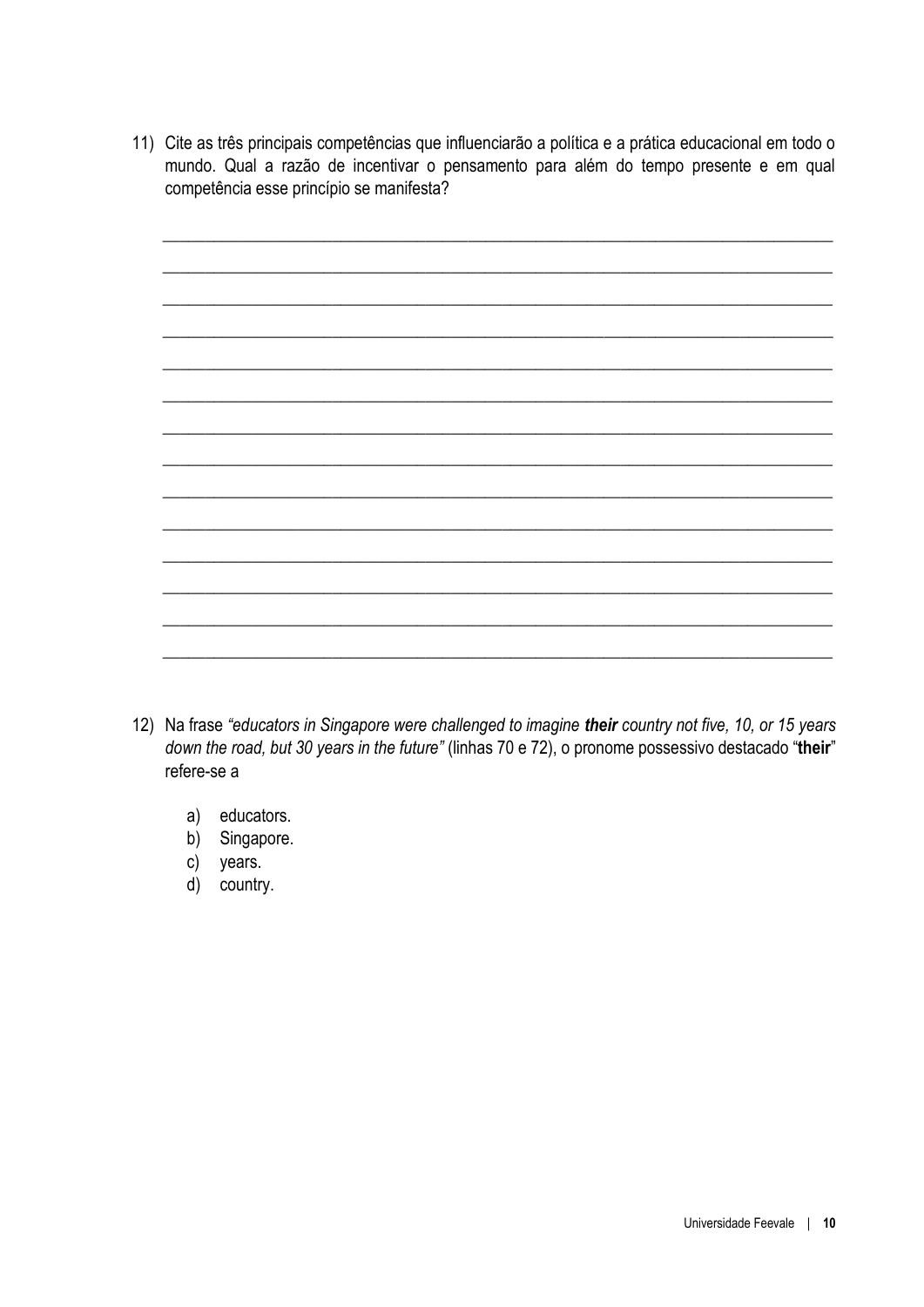11) Cite as três principais competências que influenciarão a política e a prática educacional em todo o mundo. Qual a razão de incentivar o pensamento para além do tempo presente e em qual competência esse princípio se manifesta?

______________________________________________________________________________

______________________________________________________________________________

______________________________________________________________________________

______________________________________________________________________________

______________________________________________________________________________

______________________________________________________________________________

______________________________________________________________________________

______________________________________________________________________________

______________________________________________________________________________

______________________________________________________________________________

______________________________________________________________________________

______________________________________________________________________________

______________________________________________________________________________

______________________________________________________________________________

12) Na frase *"educators in Singapore were challenged to imagine* ***their*** *country not five, 10, or 15 years down the road, but 30 years in the future"* (linhas 70 e 72), o pronome possessivo destacado "**their**" refere-se a

a) educators.
b) Singapore.
c) years.
d) country.